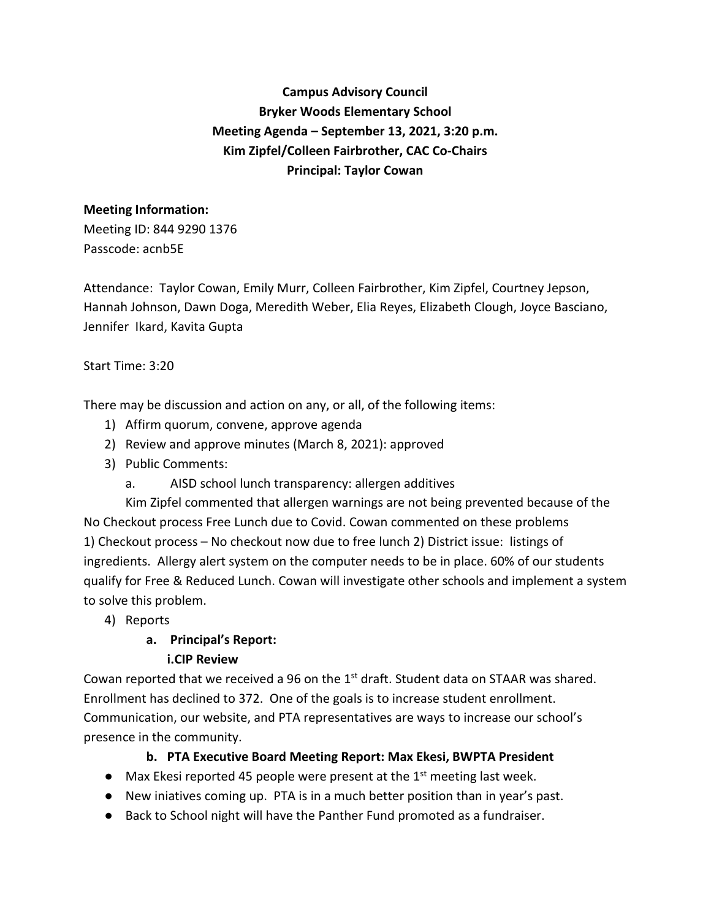**Campus Advisory Council**
**Bryker Woods Elementary School**
**Meeting Agenda – September 13, 2021, 3:20 p.m.**
**Kim Zipfel/Colleen Fairbrother, CAC Co-Chairs**
**Principal: Taylor Cowan**

**Meeting Information:**
Meeting ID: 844 9290 1376
Passcode: acnb5E

Attendance: Taylor Cowan, Emily Murr, Colleen Fairbrother, Kim Zipfel, Courtney Jepson, Hannah Johnson, Dawn Doga, Meredith Weber, Elia Reyes, Elizabeth Clough, Joyce Basciano, Jennifer Ikard, Kavita Gupta

Start Time: 3:20

There may be discussion and action on any, or all, of the following items:

1) Affirm quorum, convene, approve agenda
2) Review and approve minutes (March 8, 2021): approved
3) Public Comments:
   a. AISD school lunch transparency: allergen additives

Kim Zipfel commented that allergen warnings are not being prevented because of the No Checkout process Free Lunch due to Covid. Cowan commented on these problems 1) Checkout process – No checkout now due to free lunch 2) District issue: listings of ingredients. Allergy alert system on the computer needs to be in place. 60% of our students qualify for Free & Reduced Lunch. Cowan will investigate other schools and implement a system to solve this problem.

4) Reports

   **a. Principal's Report:**

   **i.CIP Review**

Cowan reported that we received a 96 on the 1st draft. Student data on STAAR was shared. Enrollment has declined to 372. One of the goals is to increase student enrollment. Communication, our website, and PTA representatives are ways to increase our school's presence in the community.

   **b. PTA Executive Board Meeting Report: Max Ekesi, BWPTA President**

- Max Ekesi reported 45 people were present at the 1st meeting last week.
- New iniatives coming up. PTA is in a much better position than in year's past.
- Back to School night will have the Panther Fund promoted as a fundraiser.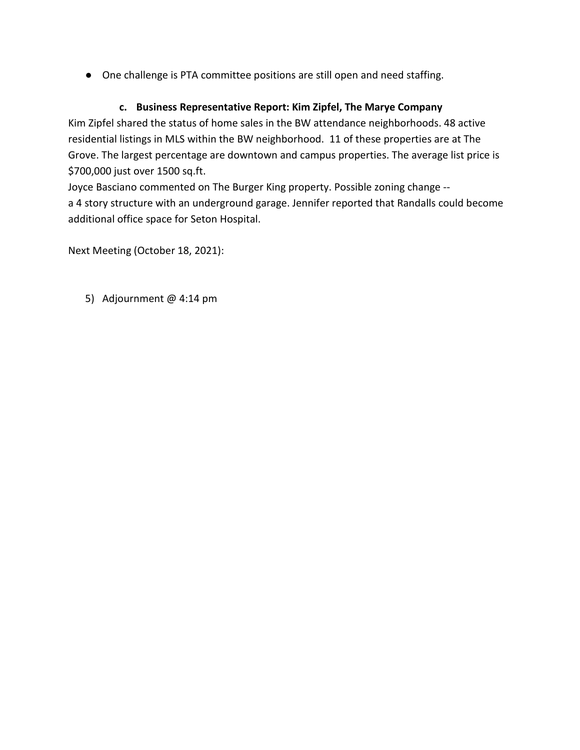- One challenge is PTA committee positions are still open and need staffing.

### c. Business Representative Report: Kim Zipfel, The Marye Company

Kim Zipfel shared the status of home sales in the BW attendance neighborhoods. 48 active residential listings in MLS within the BW neighborhood. 11 of these properties are at The Grove. The largest percentage are downtown and campus properties. The average list price is $700,000 just over 1500 sq.ft.

Joyce Basciano commented on The Burger King property. Possible zoning change -- a 4 story structure with an underground garage. Jennifer reported that Randalls could become additional office space for Seton Hospital.

Next Meeting (October 18, 2021):

5) Adjournment @ 4:14 pm